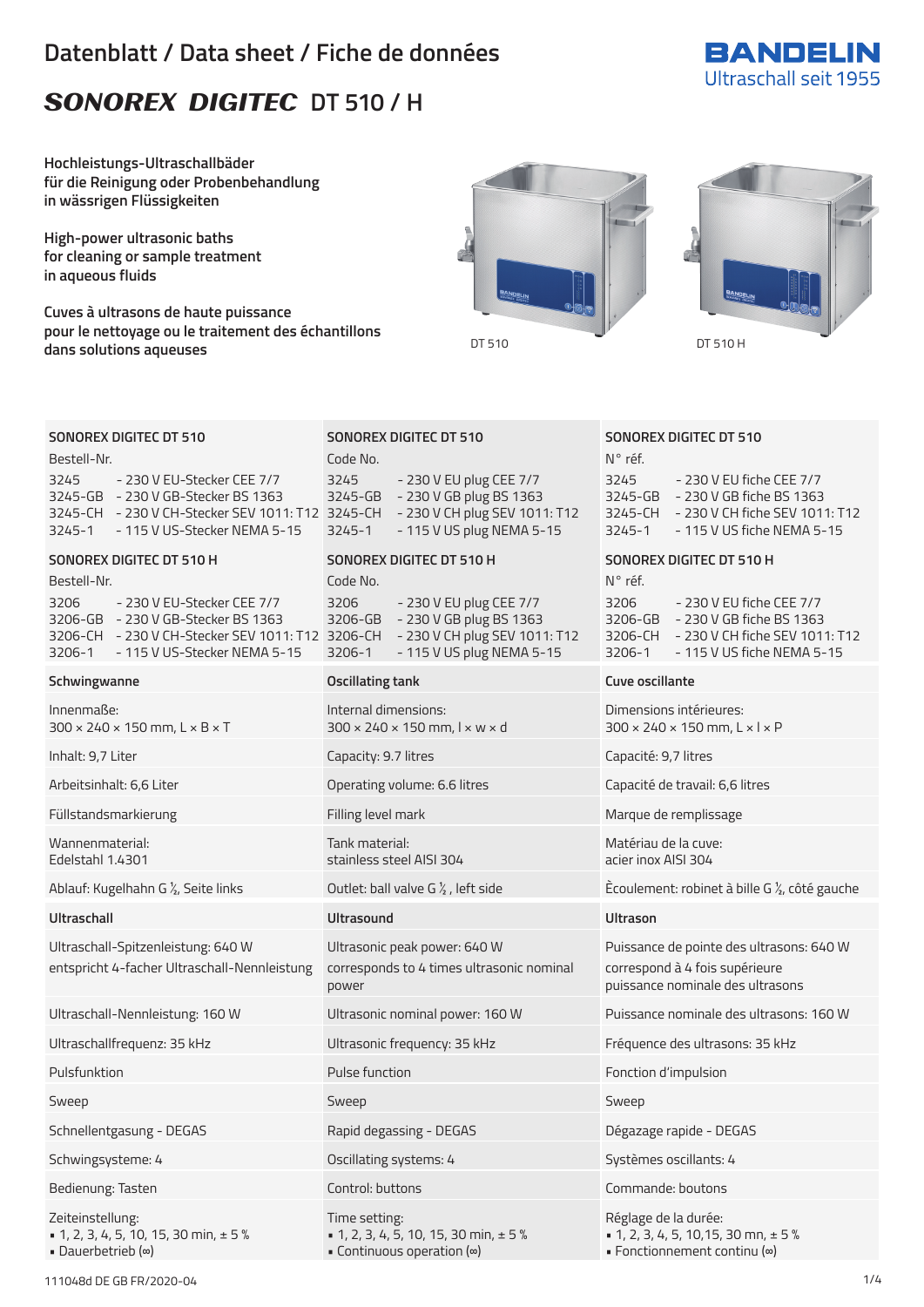# Datenblatt / Data sheet / Fiche de données

BANDELIN
Ultraschall seit 1955

## *SONOREX DIGITEC* DT 510 / H

**Hochleistungs-Ultraschallbäder für die Reinigung oder Probenbehandlung in wässrigen Flüssigkeiten**

**High-power ultrasonic baths for cleaning or sample treatment in aqueous fluids**

**Cuves à ultrasons de haute puissance pour le nettoyage ou le traitement des échantillons dans solutions aqueuses**

DT 510 DT 510 H

| SONOREX DIGITEC DT 510 | SONOREX DIGITEC DT 510 | SONOREX DIGITEC DT 510 |
|---|---|---|
| Bestell-Nr. | Code No. | N° réf. |
| 3245 - 230 V EU-Stecker CEE 7/7<br>3245-GB - 230 V GB-Stecker BS 1363<br>3245-CH - 230 V CH-Stecker SEV 1011: T12<br>3245-1 - 115 V US-Stecker NEMA 5-15 | 3245 - 230 V EU plug CEE 7/7<br>3245-GB - 230 V GB plug BS 1363<br>3245-CH - 230 V CH plug SEV 1011: T12<br>3245-1 - 115 V US plug NEMA 5-15 | 3245 - 230 V EU fiche CEE 7/7<br>3245-GB - 230 V GB fiche BS 1363<br>3245-CH - 230 V CH fiche SEV 1011: T12<br>3245-1 - 115 V US fiche NEMA 5-15 |
| **SONOREX DIGITEC DT 510 H** | **SONOREX DIGITEC DT 510 H** | **SONOREX DIGITEC DT 510 H** |
| Bestell-Nr. | Code No. | N° réf. |
| 3206 - 230 V EU-Stecker CEE 7/7<br>3206-GB - 230 V GB-Stecker BS 1363<br>3206-CH - 230 V CH-Stecker SEV 1011: T12<br>3206-1 - 115 V US-Stecker NEMA 5-15 | 3206 - 230 V EU plug CEE 7/7<br>3206-GB - 230 V GB plug BS 1363<br>3206-CH - 230 V CH plug SEV 1011: T12<br>3206-1 - 115 V US plug NEMA 5-15 | 3206 - 230 V EU fiche CEE 7/7<br>3206-GB - 230 V GB fiche BS 1363<br>3206-CH - 230 V CH fiche SEV 1011: T12<br>3206-1 - 115 V US fiche NEMA 5-15 |
| **Schwingwanne** | **Oscillating tank** | **Cuve oscillante** |
| Innenmaße:<br>300 × 240 × 150 mm, L × B × T | Internal dimensions:<br>300 × 240 × 150 mm, l × w × d | Dimensions intérieures:<br>300 × 240 × 150 mm, L × l × P |
| Inhalt: 9,7 Liter | Capacity: 9.7 litres | Capacité: 9,7 litres |
| Arbeitsinhalt: 6,6 Liter | Operating volume: 6.6 litres | Capacité de travail: 6,6 litres |
| Füllstandsmarkierung | Filling level mark | Marque de remplissage |
| Wannenmaterial:<br>Edelstahl 1.4301 | Tank material:<br>stainless steel AISI 304 | Matériau de la cuve:<br>acier inox AISI 304 |
| Ablauf: Kugelhahn G ½, Seite links | Outlet: ball valve G ½ , left side | Écoulement: robinet à bille G ½, côté gauche |
| **Ultraschall** | **Ultrasound** | **Ultrason** |
| Ultraschall-Spitzenleistung: 640 W<br>entspricht 4-facher Ultraschall-Nennleistung | Ultrasonic peak power: 640 W<br>corresponds to 4 times ultrasonic nominal power | Puissance de pointe des ultrasons: 640 W<br>correspond à 4 fois supérieure puissance nominale des ultrasons |
| Ultraschall-Nennleistung: 160 W | Ultrasonic nominal power: 160 W | Puissance nominale des ultrasons: 160 W |
| Ultraschallfrequenz: 35 kHz | Ultrasonic frequency: 35 kHz | Fréquence des ultrasons: 35 kHz |
| Pulsfunktion | Pulse function | Fonction d'impulsion |
| Sweep | Sweep | Sweep |
| Schnellentgasung - DEGAS | Rapid degassing - DEGAS | Dégazage rapide - DEGAS |
| Schwingsysteme: 4 | Oscillating systems: 4 | Systèmes oscillants: 4 |
| Bedienung: Tasten | Control: buttons | Commande: boutons |
| Zeiteinstellung:<br>▪ 1, 2, 3, 4, 5, 10, 15, 30 min, ± 5 %<br>▪ Dauerbetrieb (∞) | Time setting:<br>▪ 1, 2, 3, 4, 5, 10, 15, 30 min, ± 5 %<br>▪ Continuous operation (∞) | Réglage de la durée:<br>▪ 1, 2, 3, 4, 5, 10,15, 30 mn, ± 5 %<br>▪ Fonctionnement continu (∞) |

111048d DE GB FR/2020-04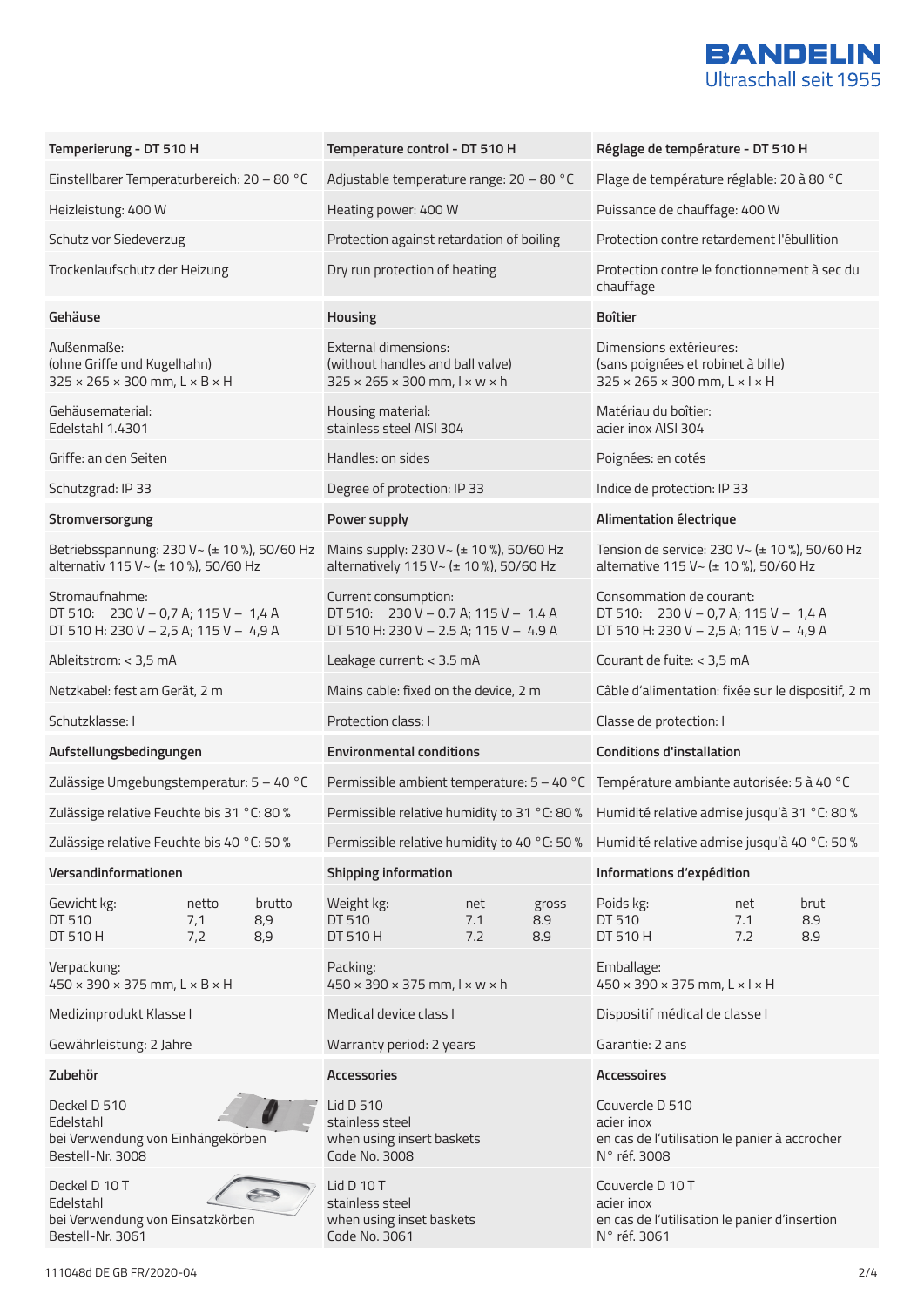| Temperierung - DT 510 H | Temperature control - DT 510 H | Réglage de température - DT 510 H |
|---|---|---|
| Einstellbarer Temperaturbereich: 20 – 80 °C | Adjustable temperature range: 20 – 80 °C | Plage de température réglable: 20 à 80 °C |
| Heizleistung: 400 W | Heating power: 400 W | Puissance de chauffage: 400 W |
| Schutz vor Siedeverzug | Protection against retardation of boiling | Protection contre retardement l'ébullition |
| Trockenlaufschutz der Heizung | Dry run protection of heating | Protection contre le fonctionnement à sec du chauffage |
| **Gehäuse** | **Housing** | **Boîtier** |
| Außenmaße:<br>(ohne Griffe und Kugelhahn)<br>325 × 265 × 300 mm, L × B × H | External dimensions:<br>(without handles and ball valve)<br>325 × 265 × 300 mm, l × w × h | Dimensions extérieures:<br>(sans poignées et robinet à bille)<br>325 × 265 × 300 mm, L × l × H |
| Gehäusematerial:<br>Edelstahl 1.4301 | Housing material:<br>stainless steel AISI 304 | Matériau du boîtier:<br>acier inox AISI 304 |
| Griffe: an den Seiten | Handles: on sides | Poignées: en cotés |
| Schutzgrad: IP 33 | Degree of protection: IP 33 | Indice de protection: IP 33 |
| **Stromversorgung** | **Power supply** | **Alimentation électrique** |
| Betriebsspannung: 230 V~ (± 10 %), 50/60 Hz<br>alternativ 115 V~ (± 10 %), 50/60 Hz | Mains supply: 230 V~ (± 10 %), 50/60 Hz<br>alternatively 115 V~ (± 10 %), 50/60 Hz | Tension de service: 230 V~ (± 10 %), 50/60 Hz<br>alternative 115 V~ (± 10 %), 50/60 Hz |
| Stromaufnahme:<br>DT 510: 230 V – 0,7 A; 115 V – 1,4 A<br>DT 510 H: 230 V – 2,5 A; 115 V – 4,9 A | Current consumption:<br>DT 510: 230 V – 0.7 A; 115 V – 1.4 A<br>DT 510 H: 230 V – 2.5 A; 115 V – 4.9 A | Consommation de courant:<br>DT 510: 230 V – 0,7 A; 115 V – 1,4 A<br>DT 510 H: 230 V – 2,5 A; 115 V – 4,9 A |
| Ableitstrom: < 3,5 mA | Leakage current: < 3.5 mA | Courant de fuite: < 3,5 mA |
| Netzkabel: fest am Gerät, 2 m | Mains cable: fixed on the device, 2 m | Câble d'alimentation: fixée sur le dispositif, 2 m |
| Schutzklasse: I | Protection class: I | Classe de protection: I |
| **Aufstellungsbedingungen** | **Environmental conditions** | **Conditions d'installation** |
| Zulässige Umgebungstemperatur: 5 – 40 °C | Permissible ambient temperature: 5 – 40 °C | Température ambiante autorisée: 5 à 40 °C |
| Zulässige relative Feuchte bis 31 °C: 80 % | Permissible relative humidity to 31 °C: 80 % | Humidité relative admise jusqu'à 31 °C: 80 % |
| Zulässige relative Feuchte bis 40 °C: 50 % | Permissible relative humidity to 40 °C: 50 % | Humidité relative admise jusqu'à 40 °C: 50 % |
| **Versandinformationen** | **Shipping information** | **Informations d'expédition** |
| Gewicht kg: netto brutto<br>DT 510 7,1 8,9<br>DT 510 H 7,2 8,9 | Weight kg: net gross<br>DT 510 7.1 8.9<br>DT 510 H 7.2 8.9 | Poids kg: net brut<br>DT 510 7.1 8.9<br>DT 510 H 7.2 8.9 |
| Verpackung:<br>450 × 390 × 375 mm, L × B × H | Packing:<br>450 × 390 × 375 mm, l × w × h | Emballage:<br>450 × 390 × 375 mm, L × l × H |
| Medizinprodukt Klasse I | Medical device class I | Dispositif médical de classe I |
| Gewährleistung: 2 Jahre | Warranty period: 2 years | Garantie: 2 ans |
| **Zubehör** | **Accessories** | **Accessoires** |
| Deckel D 510<br>Edelstahl<br>bei Verwendung von Einhängekörben<br>Bestell-Nr. 3008 | Lid D 510<br>stainless steel<br>when using insert baskets<br>Code No. 3008 | Couvercle D 510<br>acier inox<br>en cas de l'utilisation le panier à accrocher<br>N° réf. 3008 |
| Deckel D 10 T<br>Edelstahl<br>bei Verwendung von Einsatzkörben<br>Bestell-Nr. 3061 | Lid D 10 T<br>stainless steel<br>when using inset baskets<br>Code No. 3061 | Couvercle D 10 T<br>acier inox<br>en cas de l'utilisation le panier d'insertion<br>N° réf. 3061 |

111048d DE GB FR/2020-04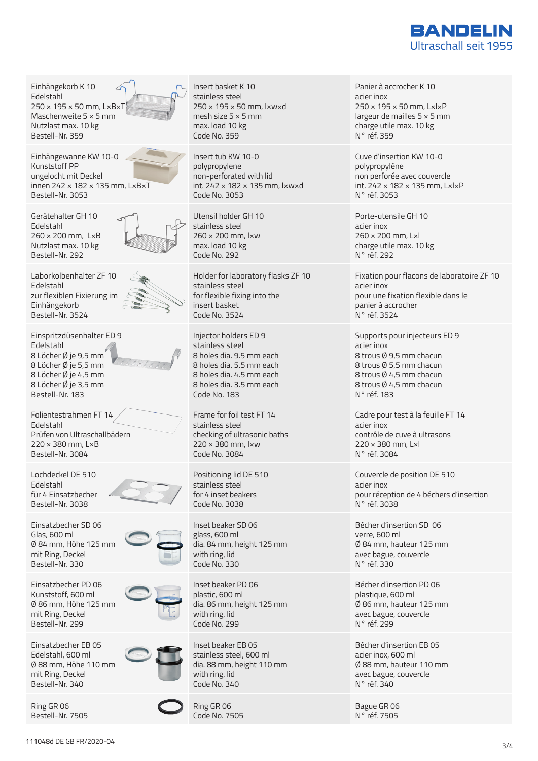| Deutsch | English | Français |
|---|---|---|
| Einhängekorb K 10<br>Edelstahl<br>250 × 195 × 50 mm, L×B×T<br>Maschenweite 5 × 5 mm<br>Nutzlast max. 10 kg<br>Bestell-Nr. 359 | Insert basket K 10<br>stainless steel<br>250 × 195 × 50 mm, l×w×d<br>mesh size 5 × 5 mm<br>max. load 10 kg<br>Code No. 359 | Panier à accrocher K 10<br>acier inox<br>250 × 195 × 50 mm, L×l×P<br>largeur de mailles 5 × 5 mm<br>charge utile max. 10 kg<br>N° réf. 359 |
| Einhängewanne KW 10-0<br>Kunststoff PP<br>ungelocht mit Deckel<br>innen 242 × 182 × 135 mm, L×B×T<br>Bestell-Nr. 3053 | Insert tub KW 10-0<br>polypropylene<br>non-perforated with lid<br>int. 242 × 182 × 135 mm, l×w×d<br>Code No. 3053 | Cuve d'insertion KW 10-0<br>polypropylène<br>non perforée avec couvercle<br>int. 242 × 182 × 135 mm, L×l×P<br>N° réf. 3053 |
| Gerätehalter GH 10<br>Edelstahl<br>260 × 200 mm, L×B<br>Nutzlast max. 10 kg<br>Bestell-Nr. 292 | Utensil holder GH 10<br>stainless steel<br>260 × 200 mm, l×w<br>max. load 10 kg<br>Code No. 292 | Porte-utensile GH 10<br>acier inox<br>260 × 200 mm, L×l<br>charge utile max. 10 kg<br>N° réf. 292 |
| Laborkolbenhalter ZF 10<br>Edelstahl<br>zur flexiblen Fixierung im Einhängekorb<br>Bestell-Nr. 3524 | Holder for laboratory flasks ZF 10<br>stainless steel<br>for flexible fixing into the insert basket<br>Code No. 3524 | Fixation pour flacons de laboratoire ZF 10<br>acier inox<br>pour une fixation flexible dans le panier à accrocher<br>N° réf. 3524 |
| Einspritzdüsenhalter ED 9<br>Edelstahl<br>8 Löcher Ø je 9,5 mm<br>8 Löcher Ø je 5,5 mm<br>8 Löcher Ø je 4,5 mm<br>8 Löcher Ø je 3,5 mm<br>Bestell-Nr. 183 | Injector holders ED 9<br>stainless steel<br>8 holes dia. 9.5 mm each<br>8 holes dia. 5.5 mm each<br>8 holes dia. 4.5 mm each<br>8 holes dia. 3.5 mm each<br>Code No. 183 | Supports pour injecteurs ED 9<br>acier inox<br>8 trous Ø 9,5 mm chacun<br>8 trous Ø 5,5 mm chacun<br>8 trous Ø 4,5 mm chacun<br>8 trous Ø 4,5 mm chacun<br>N° réf. 183 |
| Folientestrahmen FT 14<br>Edelstahl<br>Prüfen von Ultraschallbädern<br>220 × 380 mm, L×B<br>Bestell-Nr. 3084 | Frame for foil test FT 14<br>stainless steel<br>checking of ultrasonic baths<br>220 × 380 mm, l×w<br>Code No. 3084 | Cadre pour test à la feuille FT 14<br>acier inox<br>contrôle de cuve à ultrasons<br>220 × 380 mm, L×l<br>N° réf. 3084 |
| Lochdeckel DE 510<br>Edelstahl<br>für 4 Einsatzbecher<br>Bestell-Nr. 3038 | Positioning lid DE 510<br>stainless steel<br>for 4 inset beakers<br>Code No. 3038 | Couvercle de position DE 510<br>acier inox<br>pour réception de 4 béchers d'insertion<br>N° réf. 3038 |
| Einsatzbecher SD 06<br>Glas, 600 ml<br>Ø 84 mm, Höhe 125 mm<br>mit Ring, Deckel<br>Bestell-Nr. 330 | Inset beaker SD 06<br>glass, 600 ml<br>dia. 84 mm, height 125 mm<br>with ring, lid<br>Code No. 330 | Bêcher d'insertion SD 06<br>verre, 600 ml<br>Ø 84 mm, hauteur 125 mm<br>avec bague, couvercle<br>N° réf. 330 |
| Einsatzbecher PD 06<br>Kunststoff, 600 ml<br>Ø 86 mm, Höhe 125 mm<br>mit Ring, Deckel<br>Bestell-Nr. 299 | Inset beaker PD 06<br>plastic, 600 ml<br>dia. 86 mm, height 125 mm<br>with ring, lid<br>Code No. 299 | Bêcher d'insertion PD 06<br>plastique, 600 ml<br>Ø 86 mm, hauteur 125 mm<br>avec bague, couvercle<br>N° réf. 299 |
| Einsatzbecher EB 05<br>Edelstahl, 600 ml<br>Ø 88 mm, Höhe 110 mm<br>mit Ring, Deckel<br>Bestell-Nr. 340 | Inset beaker EB 05<br>stainless steel, 600 ml<br>dia. 88 mm, height 110 mm<br>with ring, lid<br>Code No. 340 | Bêcher d'insertion EB 05<br>acier inox, 600 ml<br>Ø 88 mm, hauteur 110 mm<br>avec bague, couvercle<br>N° réf. 340 |
| Ring GR 06<br>Bestell-Nr. 7505 | Ring GR 06<br>Code No. 7505 | Bague GR 06<br>N° réf. 7505 |

111048d DE GB FR/2020-04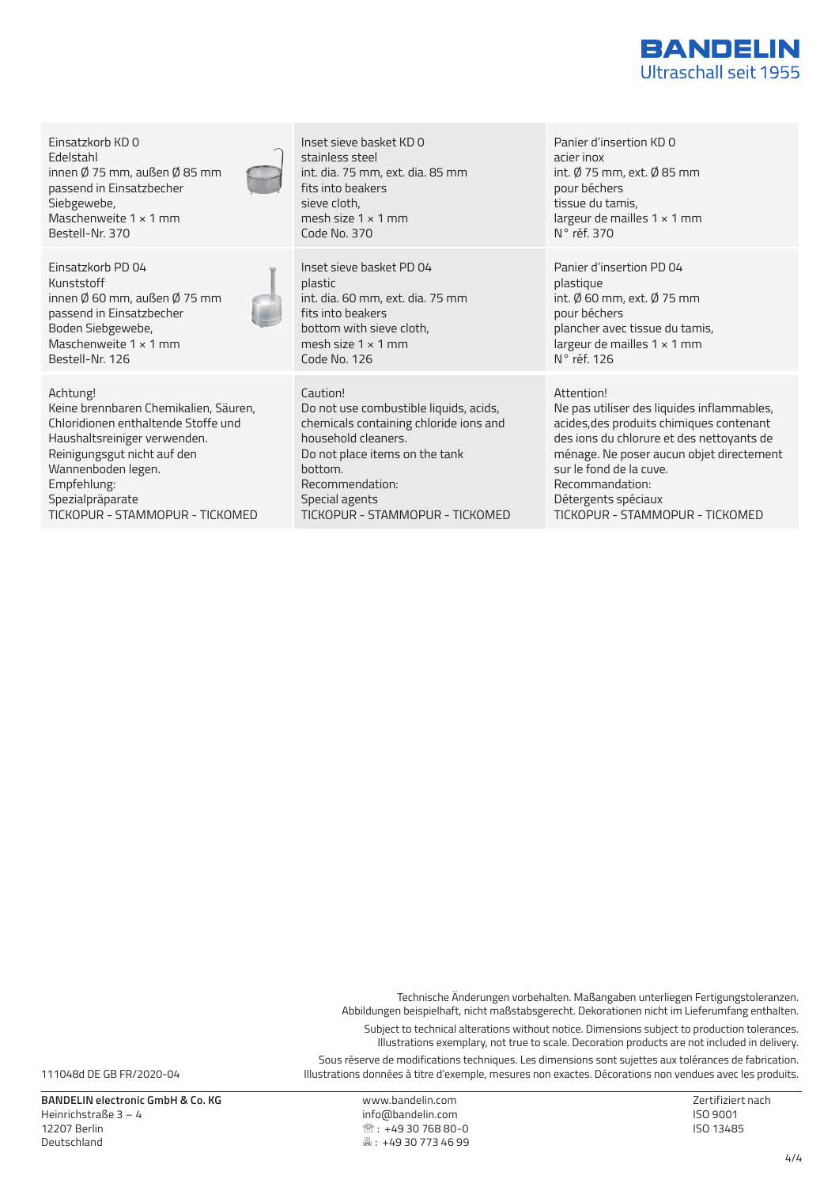**BANDELIN**
Ultraschall seit 1955

| | | |
|---|---|---|
| Einsatzkorb KD 0<br>Edelstahl<br>innen Ø 75 mm, außen Ø 85 mm<br>passend in Einsatzbecher<br>Siebgewebe,<br>Maschenweite 1 × 1 mm<br>Bestell-Nr. 370 | Inset sieve basket KD 0<br>stainless steel<br>int. dia. 75 mm, ext. dia. 85 mm<br>fits into beakers<br>sieve cloth,<br>mesh size 1 × 1 mm<br>Code No. 370 | Panier d'insertion KD 0<br>acier inox<br>int. Ø 75 mm, ext. Ø 85 mm<br>pour béchers<br>tissue du tamis,<br>largeur de mailles 1 × 1 mm<br>N° réf. 370 |
| Einsatzkorb PD 04<br>Kunststoff<br>innen Ø 60 mm, außen Ø 75 mm<br>passend in Einsatzbecher<br>Boden Siebgewebe,<br>Maschenweite 1 × 1 mm<br>Bestell-Nr. 126 | Inset sieve basket PD 04<br>plastic<br>int. dia. 60 mm, ext. dia. 75 mm<br>fits into beakers<br>bottom with sieve cloth,<br>mesh size 1 × 1 mm<br>Code No. 126 | Panier d'insertion PD 04<br>plastique<br>int. Ø 60 mm, ext. Ø 75 mm<br>pour béchers<br>plancher avec tissue du tamis,<br>largeur de mailles 1 × 1 mm<br>N° réf. 126 |
| Achtung!<br>Keine brennbaren Chemikalien, Säuren, Chloridionen enthaltende Stoffe und Haushaltsreiniger verwenden.<br>Reinigungsgut nicht auf den Wannenboden legen.<br>Empfehlung:<br>Spezialpräparate<br>TICKOPUR - STAMMOPUR - TICKOMED | Caution!<br>Do not use combustible liquids, acids, chemicals containing chloride ions and household cleaners.<br>Do not place items on the tank bottom.<br>Recommendation:<br>Special agents<br>TICKOPUR - STAMMOPUR - TICKOMED | Attention!<br>Ne pas utiliser des liquides inflammables, acides,des produits chimiques contenant des ions du chlorure et des nettoyants de ménage. Ne poser aucun objet directement sur le fond de la cuve.<br>Recommandation:<br>Détergents spéciaux<br>TICKOPUR - STAMMOPUR - TICKOMED |

Technische Änderungen vorbehalten. Maßangaben unterliegen Fertigungstoleranzen.
Abbildungen beispielhaft, nicht maßstabsgerecht. Dekorationen nicht im Lieferumfang enthalten.

Subject to technical alterations without notice. Dimensions subject to production tolerances.
Illustrations exemplary, not true to scale. Decoration products are not included in delivery.

Sous réserve de modifications techniques. Les dimensions sont sujettes aux tolérances de fabrication.
Illustrations données à titre d'exemple, mesures non exactes. Décorations non vendues avec les produits.

111048d DE GB FR/2020-04

**BANDELIN electronic GmbH & Co. KG**
Heinrichstraße 3 – 4
12207 Berlin
Deutschland

www.bandelin.com
info@bandelin.com
☎: +49 30 768 80-0
Fax: +49 30 773 46 99

Zertifiziert nach
ISO 9001
ISO 13485